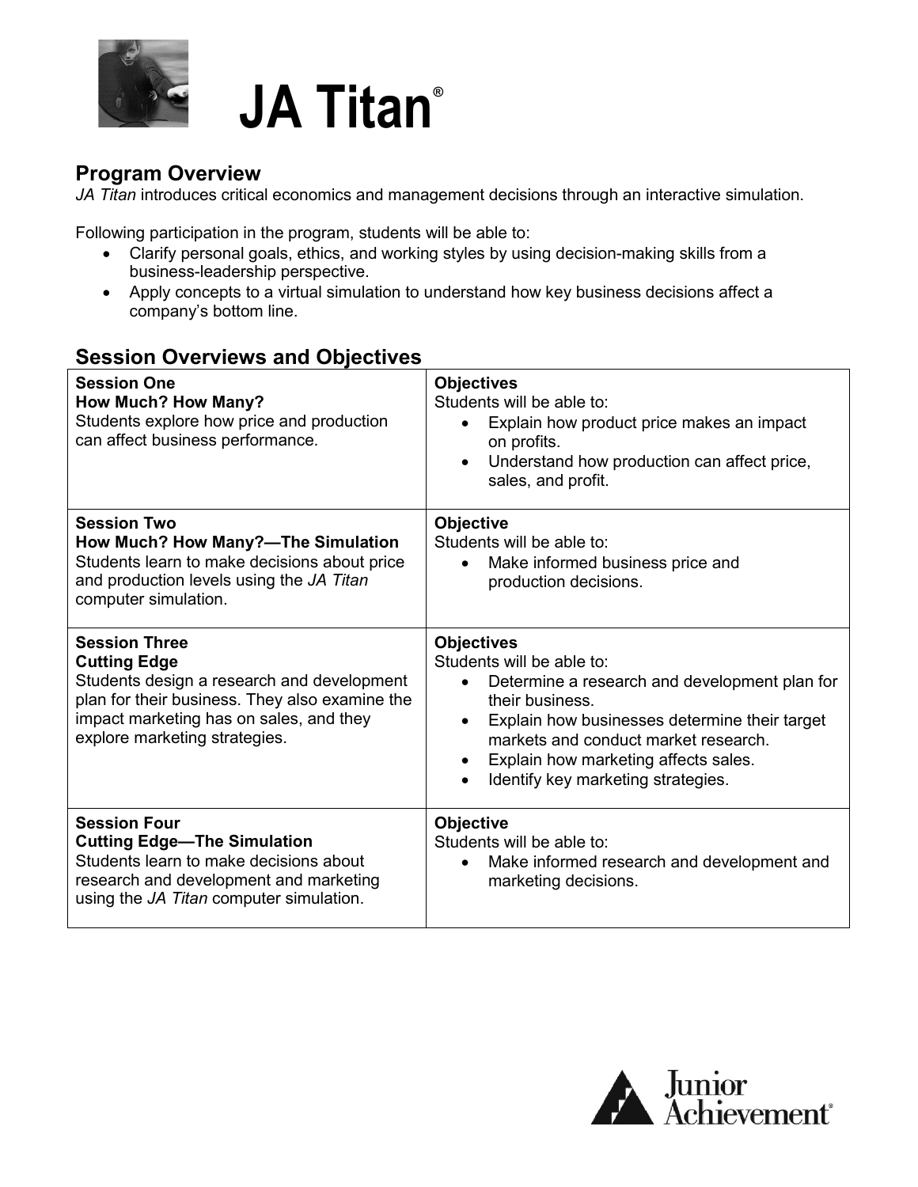# JA Titan®

## Program Overview

*JA Titan* introduces critical economics and management decisions through an interactive simulation.

Following participation in the program, students will be able to:

- Clarify personal goals, ethics, and working styles by using decision-making skills from a business-leadership perspective.
- Apply concepts to a virtual simulation to understand how key business decisions affect a company's bottom line.

## Session Overviews and Objectives

| Session | Objectives |
|---|---|
| **Session One**<br>**How Much? How Many?**<br>Students explore how price and production can affect business performance. | **Objectives**<br>Students will be able to:<br>• Explain how product price makes an impact on profits.<br>• Understand how production can affect price, sales, and profit. |
| **Session Two**<br>**How Much? How Many?—The Simulation**<br>Students learn to make decisions about price and production levels using the *JA Titan* computer simulation. | **Objective**<br>Students will be able to:<br>• Make informed business price and production decisions. |
| **Session Three**<br>**Cutting Edge**<br>Students design a research and development plan for their business. They also examine the impact marketing has on sales, and they explore marketing strategies. | **Objectives**<br>Students will be able to:<br>• Determine a research and development plan for their business.<br>• Explain how businesses determine their target markets and conduct market research.<br>• Explain how marketing affects sales.<br>• Identify key marketing strategies. |
| **Session Four**<br>**Cutting Edge—The Simulation**<br>Students learn to make decisions about research and development and marketing using the *JA Titan* computer simulation. | **Objective**<br>Students will be able to:<br>• Make informed research and development and marketing decisions. |

Junior Achievement®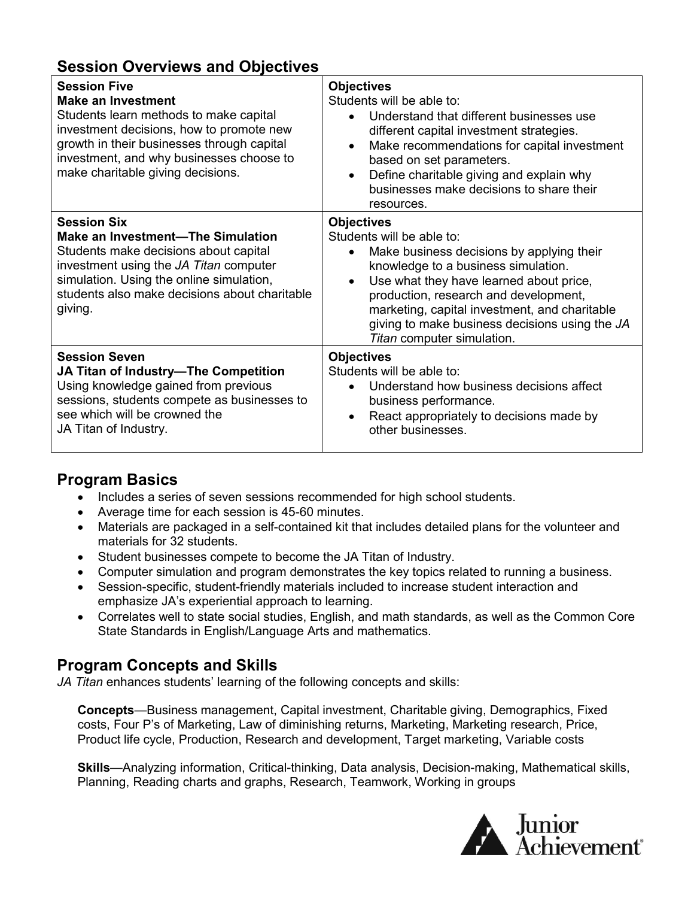## Session Overviews and Objectives

| Session | Objectives |
| --- | --- |
| **Session Five**<br>**Make an Investment**<br>Students learn methods to make capital investment decisions, how to promote new growth in their businesses through capital investment, and why businesses choose to make charitable giving decisions. | **Objectives**<br>Students will be able to:<br>• Understand that different businesses use different capital investment strategies.<br>• Make recommendations for capital investment based on set parameters.<br>• Define charitable giving and explain why businesses make decisions to share their resources. |
| **Session Six**<br>**Make an Investment—The Simulation**<br>Students make decisions about capital investment using the *JA Titan* computer simulation. Using the online simulation, students also make decisions about charitable giving. | **Objectives**<br>Students will be able to:<br>• Make business decisions by applying their knowledge to a business simulation.<br>• Use what they have learned about price, production, research and development, marketing, capital investment, and charitable giving to make business decisions using the *JA Titan* computer simulation. |
| **Session Seven**<br>**JA Titan of Industry—The Competition**<br>Using knowledge gained from previous sessions, students compete as businesses to see which will be crowned the JA Titan of Industry. | **Objectives**<br>Students will be able to:<br>• Understand how business decisions affect business performance.<br>• React appropriately to decisions made by other businesses. |

## Program Basics

- Includes a series of seven sessions recommended for high school students.
- Average time for each session is 45-60 minutes.
- Materials are packaged in a self-contained kit that includes detailed plans for the volunteer and materials for 32 students.
- Student businesses compete to become the JA Titan of Industry.
- Computer simulation and program demonstrates the key topics related to running a business.
- Session-specific, student-friendly materials included to increase student interaction and emphasize JA's experiential approach to learning.
- Correlates well to state social studies, English, and math standards, as well as the Common Core State Standards in English/Language Arts and mathematics.

## Program Concepts and Skills

*JA Titan* enhances students' learning of the following concepts and skills:

**Concepts**—Business management, Capital investment, Charitable giving, Demographics, Fixed costs, Four P's of Marketing, Law of diminishing returns, Marketing, Marketing research, Price, Product life cycle, Production, Research and development, Target marketing, Variable costs

**Skills**—Analyzing information, Critical-thinking, Data analysis, Decision-making, Mathematical skills, Planning, Reading charts and graphs, Research, Teamwork, Working in groups

Junior Achievement®